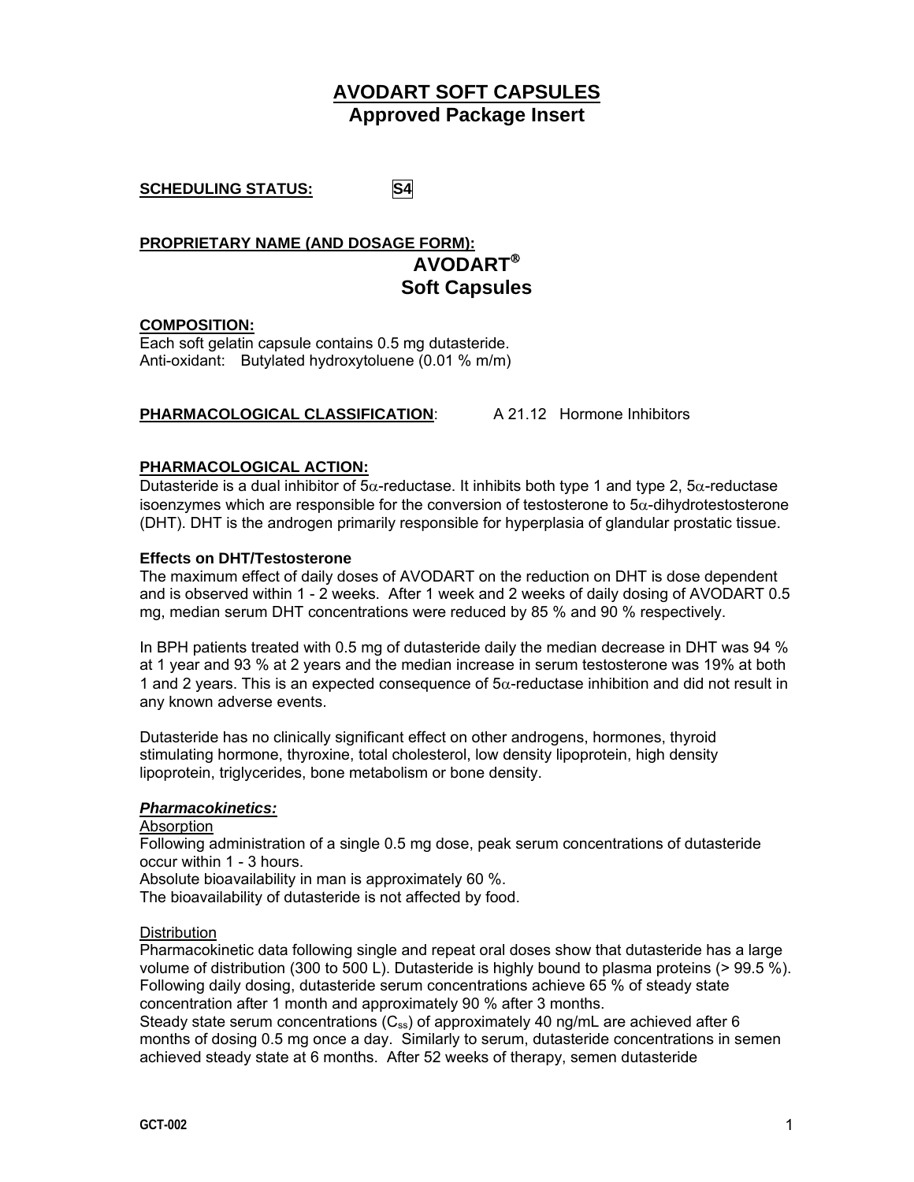# AVODART SOFT CAPSULES
## Approved Package Insert

**SCHEDULING STATUS:** S4

**PROPRIETARY NAME (AND DOSAGE FORM):**

**AVODART®**
**Soft Capsules**

**COMPOSITION:**

Each soft gelatin capsule contains 0.5 mg dutasteride.
Anti-oxidant: Butylated hydroxytoluene (0.01 % m/m)

**PHARMACOLOGICAL CLASSIFICATION**: A 21.12 Hormone Inhibitors

**PHARMACOLOGICAL ACTION:**

Dutasteride is a dual inhibitor of 5α-reductase. It inhibits both type 1 and type 2, 5α-reductase isoenzymes which are responsible for the conversion of testosterone to 5α-dihydrotestosterone (DHT). DHT is the androgen primarily responsible for hyperplasia of glandular prostatic tissue.

**Effects on DHT/Testosterone**

The maximum effect of daily doses of AVODART on the reduction on DHT is dose dependent and is observed within 1 - 2 weeks. After 1 week and 2 weeks of daily dosing of AVODART 0.5 mg, median serum DHT concentrations were reduced by 85 % and 90 % respectively.

In BPH patients treated with 0.5 mg of dutasteride daily the median decrease in DHT was 94 % at 1 year and 93 % at 2 years and the median increase in serum testosterone was 19% at both 1 and 2 years. This is an expected consequence of 5α-reductase inhibition and did not result in any known adverse events.

Dutasteride has no clinically significant effect on other androgens, hormones, thyroid stimulating hormone, thyroxine, total cholesterol, low density lipoprotein, high density lipoprotein, triglycerides, bone metabolism or bone density.

***Pharmacokinetics:***

Absorption

Following administration of a single 0.5 mg dose, peak serum concentrations of dutasteride occur within 1 - 3 hours.
Absolute bioavailability in man is approximately 60 %.
The bioavailability of dutasteride is not affected by food.

Distribution

Pharmacokinetic data following single and repeat oral doses show that dutasteride has a large volume of distribution (300 to 500 L). Dutasteride is highly bound to plasma proteins (> 99.5 %). Following daily dosing, dutasteride serum concentrations achieve 65 % of steady state concentration after 1 month and approximately 90 % after 3 months.
Steady state serum concentrations ($C_{ss}$) of approximately 40 ng/mL are achieved after 6 months of dosing 0.5 mg once a day. Similarly to serum, dutasteride concentrations in semen achieved steady state at 6 months. After 52 weeks of therapy, semen dutasteride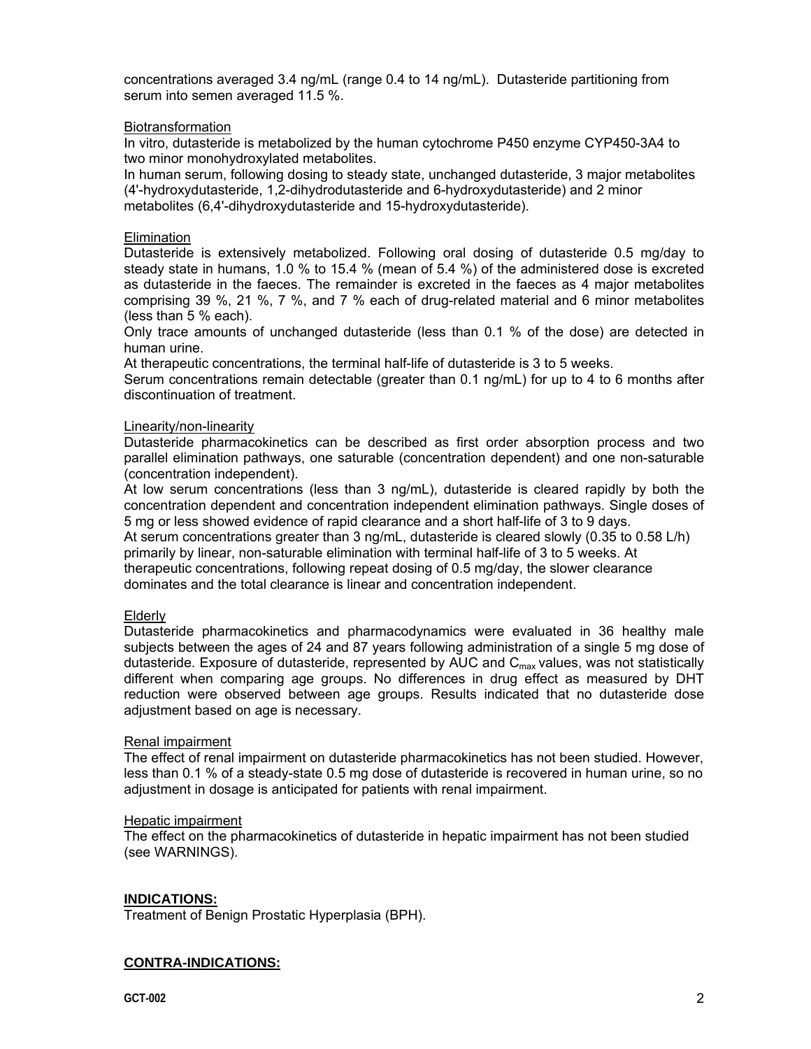concentrations averaged 3.4 ng/mL (range 0.4 to 14 ng/mL). Dutasteride partitioning from serum into semen averaged 11.5 %.

Biotransformation

In vitro, dutasteride is metabolized by the human cytochrome P450 enzyme CYP450-3A4 to two minor monohydroxylated metabolites.

In human serum, following dosing to steady state, unchanged dutasteride, 3 major metabolites (4'-hydroxydutasteride, 1,2-dihydrodutasteride and 6-hydroxydutasteride) and 2 minor metabolites (6,4'-dihydroxydutasteride and 15-hydroxydutasteride).

Elimination

Dutasteride is extensively metabolized. Following oral dosing of dutasteride 0.5 mg/day to steady state in humans, 1.0 % to 15.4 % (mean of 5.4 %) of the administered dose is excreted as dutasteride in the faeces. The remainder is excreted in the faeces as 4 major metabolites comprising 39 %, 21 %, 7 %, and 7 % each of drug-related material and 6 minor metabolites (less than 5 % each).

Only trace amounts of unchanged dutasteride (less than 0.1 % of the dose) are detected in human urine.

At therapeutic concentrations, the terminal half-life of dutasteride is 3 to 5 weeks.

Serum concentrations remain detectable (greater than 0.1 ng/mL) for up to 4 to 6 months after discontinuation of treatment.

Linearity/non-linearity

Dutasteride pharmacokinetics can be described as first order absorption process and two parallel elimination pathways, one saturable (concentration dependent) and one non-saturable (concentration independent).

At low serum concentrations (less than 3 ng/mL), dutasteride is cleared rapidly by both the concentration dependent and concentration independent elimination pathways. Single doses of 5 mg or less showed evidence of rapid clearance and a short half-life of 3 to 9 days.

At serum concentrations greater than 3 ng/mL, dutasteride is cleared slowly (0.35 to 0.58 L/h) primarily by linear, non-saturable elimination with terminal half-life of 3 to 5 weeks. At therapeutic concentrations, following repeat dosing of 0.5 mg/day, the slower clearance dominates and the total clearance is linear and concentration independent.

Elderly

Dutasteride pharmacokinetics and pharmacodynamics were evaluated in 36 healthy male subjects between the ages of 24 and 87 years following administration of a single 5 mg dose of dutasteride. Exposure of dutasteride, represented by AUC and $C_{max}$ values, was not statistically different when comparing age groups. No differences in drug effect as measured by DHT reduction were observed between age groups. Results indicated that no dutasteride dose adjustment based on age is necessary.

Renal impairment

The effect of renal impairment on dutasteride pharmacokinetics has not been studied. However, less than 0.1 % of a steady-state 0.5 mg dose of dutasteride is recovered in human urine, so no adjustment in dosage is anticipated for patients with renal impairment.

Hepatic impairment

The effect on the pharmacokinetics of dutasteride in hepatic impairment has not been studied (see WARNINGS).

## INDICATIONS:

Treatment of Benign Prostatic Hyperplasia (BPH).

## CONTRA-INDICATIONS: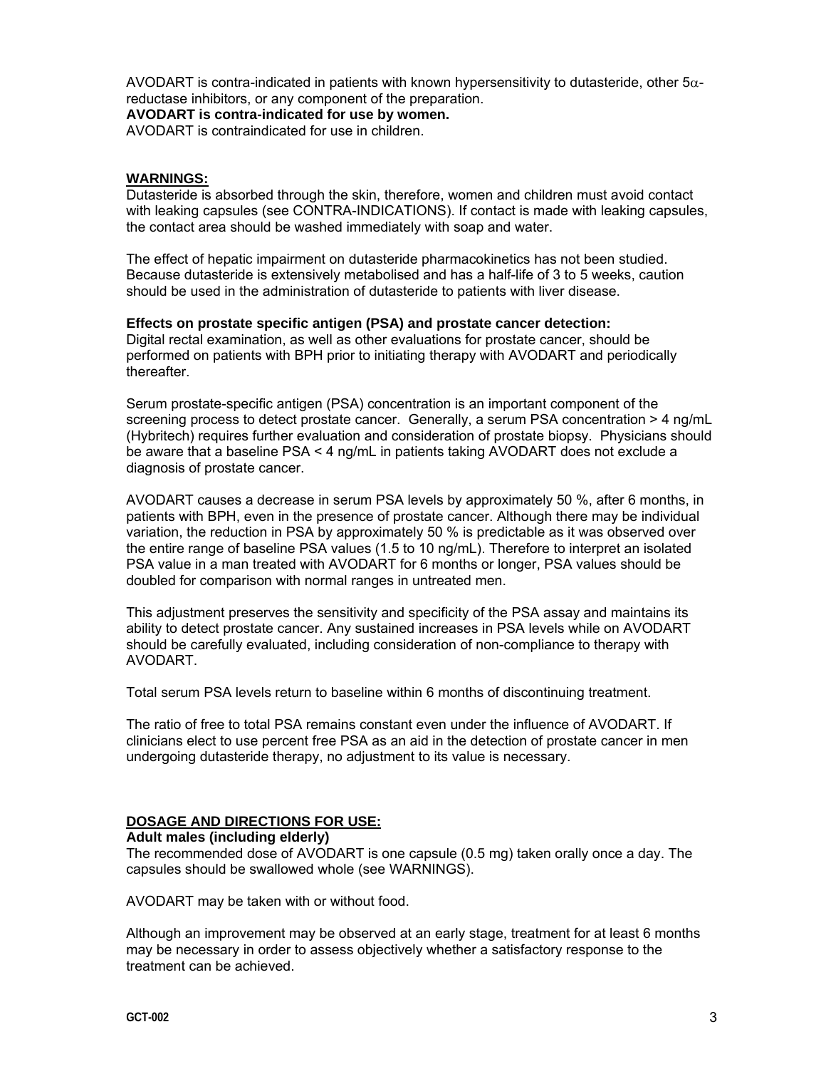AVODART is contra-indicated in patients with known hypersensitivity to dutasteride, other 5$\alpha$-reductase inhibitors, or any component of the preparation.

**AVODART is contra-indicated for use by women.**

AVODART is contraindicated for use in children.

## WARNINGS:

Dutasteride is absorbed through the skin, therefore, women and children must avoid contact with leaking capsules (see CONTRA-INDICATIONS). If contact is made with leaking capsules, the contact area should be washed immediately with soap and water.

The effect of hepatic impairment on dutasteride pharmacokinetics has not been studied. Because dutasteride is extensively metabolised and has a half-life of 3 to 5 weeks, caution should be used in the administration of dutasteride to patients with liver disease.

**Effects on prostate specific antigen (PSA) and prostate cancer detection:**

Digital rectal examination, as well as other evaluations for prostate cancer, should be performed on patients with BPH prior to initiating therapy with AVODART and periodically thereafter.

Serum prostate-specific antigen (PSA) concentration is an important component of the screening process to detect prostate cancer. Generally, a serum PSA concentration > 4 ng/mL (Hybritech) requires further evaluation and consideration of prostate biopsy. Physicians should be aware that a baseline PSA < 4 ng/mL in patients taking AVODART does not exclude a diagnosis of prostate cancer.

AVODART causes a decrease in serum PSA levels by approximately 50 %, after 6 months, in patients with BPH, even in the presence of prostate cancer. Although there may be individual variation, the reduction in PSA by approximately 50 % is predictable as it was observed over the entire range of baseline PSA values (1.5 to 10 ng/mL). Therefore to interpret an isolated PSA value in a man treated with AVODART for 6 months or longer, PSA values should be doubled for comparison with normal ranges in untreated men.

This adjustment preserves the sensitivity and specificity of the PSA assay and maintains its ability to detect prostate cancer. Any sustained increases in PSA levels while on AVODART should be carefully evaluated, including consideration of non-compliance to therapy with AVODART.

Total serum PSA levels return to baseline within 6 months of discontinuing treatment.

The ratio of free to total PSA remains constant even under the influence of AVODART. If clinicians elect to use percent free PSA as an aid in the detection of prostate cancer in men undergoing dutasteride therapy, no adjustment to its value is necessary.

## DOSAGE AND DIRECTIONS FOR USE:

**Adult males (including elderly)**

The recommended dose of AVODART is one capsule (0.5 mg) taken orally once a day. The capsules should be swallowed whole (see WARNINGS).

AVODART may be taken with or without food.

Although an improvement may be observed at an early stage, treatment for at least 6 months may be necessary in order to assess objectively whether a satisfactory response to the treatment can be achieved.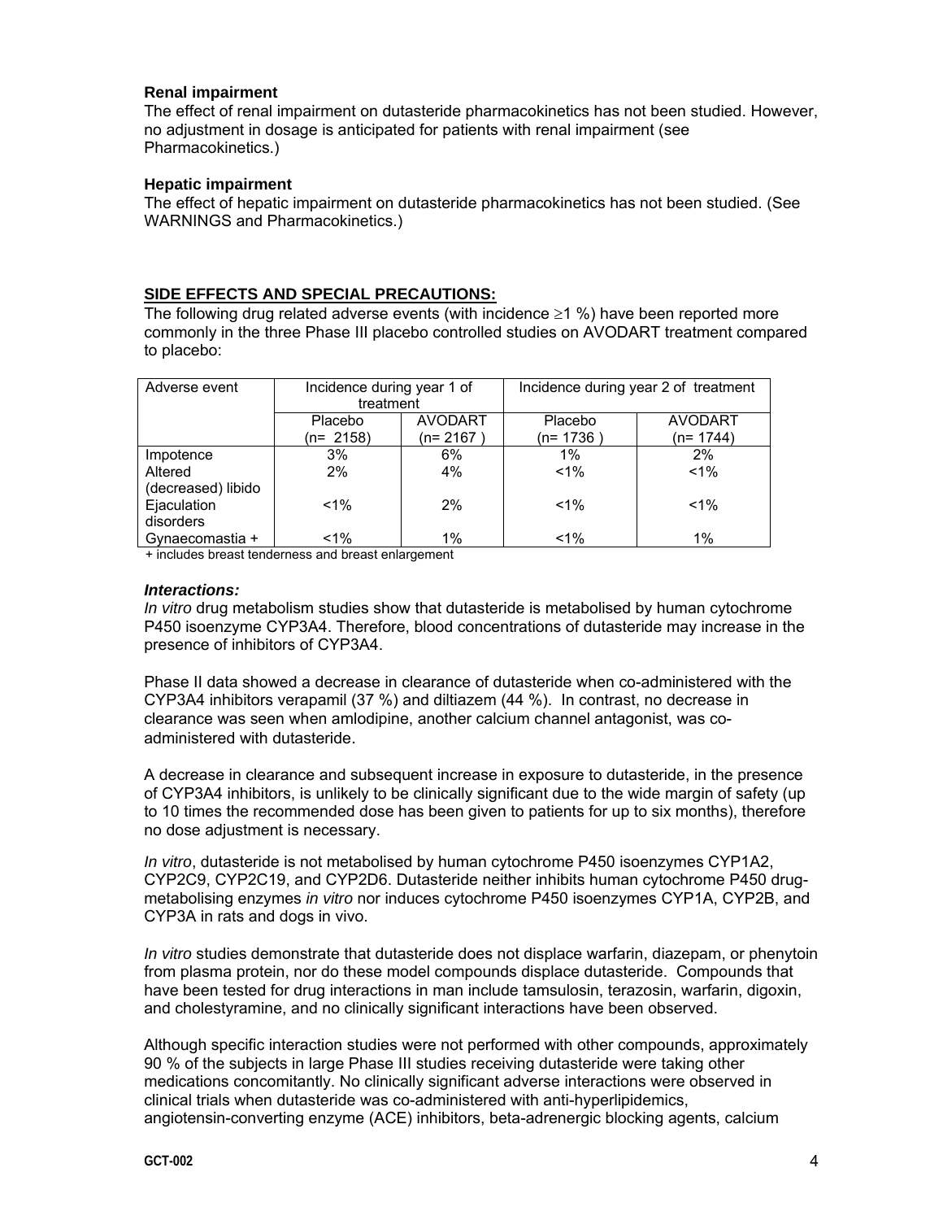**Renal impairment**
The effect of renal impairment on dutasteride pharmacokinetics has not been studied. However, no adjustment in dosage is anticipated for patients with renal impairment (see Pharmacokinetics.)

**Hepatic impairment**
The effect of hepatic impairment on dutasteride pharmacokinetics has not been studied. (See WARNINGS and Pharmacokinetics.)

## SIDE EFFECTS AND SPECIAL PRECAUTIONS:

The following drug related adverse events (with incidence ≥1 %) have been reported more commonly in the three Phase III placebo controlled studies on AVODART treatment compared to placebo:

| Adverse event | Incidence during year 1 of treatment | | Incidence during year 2 of treatment | |
|---|---|---|---|---|
| | Placebo (n= 2158) | AVODART (n= 2167 ) | Placebo (n= 1736 ) | AVODART (n= 1744) |
| Impotence | 3% | 6% | 1% | 2% |
| Altered (decreased) libido | 2% | 4% | <1% | <1% |
| Ejaculation disorders | <1% | 2% | <1% | <1% |
| Gynaecomastia + | <1% | 1% | <1% | 1% |

+ includes breast tenderness and breast enlargement

***Interactions:***

*In vitro* drug metabolism studies show that dutasteride is metabolised by human cytochrome P450 isoenzyme CYP3A4. Therefore, blood concentrations of dutasteride may increase in the presence of inhibitors of CYP3A4.

Phase II data showed a decrease in clearance of dutasteride when co-administered with the CYP3A4 inhibitors verapamil (37 %) and diltiazem (44 %). In contrast, no decrease in clearance was seen when amlodipine, another calcium channel antagonist, was co-administered with dutasteride.

A decrease in clearance and subsequent increase in exposure to dutasteride, in the presence of CYP3A4 inhibitors, is unlikely to be clinically significant due to the wide margin of safety (up to 10 times the recommended dose has been given to patients for up to six months), therefore no dose adjustment is necessary.

*In vitro*, dutasteride is not metabolised by human cytochrome P450 isoenzymes CYP1A2, CYP2C9, CYP2C19, and CYP2D6. Dutasteride neither inhibits human cytochrome P450 drug-metabolising enzymes *in vitro* nor induces cytochrome P450 isoenzymes CYP1A, CYP2B, and CYP3A in rats and dogs in vivo.

*In vitro* studies demonstrate that dutasteride does not displace warfarin, diazepam, or phenytoin from plasma protein, nor do these model compounds displace dutasteride. Compounds that have been tested for drug interactions in man include tamsulosin, terazosin, warfarin, digoxin, and cholestyramine, and no clinically significant interactions have been observed.

Although specific interaction studies were not performed with other compounds, approximately 90 % of the subjects in large Phase III studies receiving dutasteride were taking other medications concomitantly. No clinically significant adverse interactions were observed in clinical trials when dutasteride was co-administered with anti-hyperlipidemics, angiotensin-converting enzyme (ACE) inhibitors, beta-adrenergic blocking agents, calcium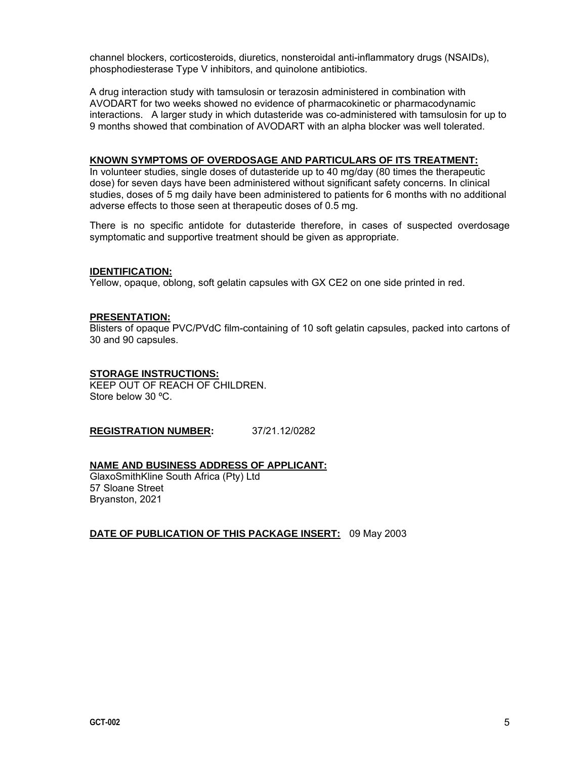channel blockers, corticosteroids, diuretics, nonsteroidal anti-inflammatory drugs (NSAIDs), phosphodiesterase Type V inhibitors, and quinolone antibiotics.

A drug interaction study with tamsulosin or terazosin administered in combination with AVODART for two weeks showed no evidence of pharmacokinetic or pharmacodynamic interactions. A larger study in which dutasteride was co-administered with tamsulosin for up to 9 months showed that combination of AVODART with an alpha blocker was well tolerated.

**KNOWN SYMPTOMS OF OVERDOSAGE AND PARTICULARS OF ITS TREATMENT:**

In volunteer studies, single doses of dutasteride up to 40 mg/day (80 times the therapeutic dose) for seven days have been administered without significant safety concerns. In clinical studies, doses of 5 mg daily have been administered to patients for 6 months with no additional adverse effects to those seen at therapeutic doses of 0.5 mg.

There is no specific antidote for dutasteride therefore, in cases of suspected overdosage symptomatic and supportive treatment should be given as appropriate.

**IDENTIFICATION:**

Yellow, opaque, oblong, soft gelatin capsules with GX CE2 on one side printed in red.

**PRESENTATION:**

Blisters of opaque PVC/PVdC film-containing of 10 soft gelatin capsules, packed into cartons of 30 and 90 capsules.

**STORAGE INSTRUCTIONS:**

KEEP OUT OF REACH OF CHILDREN.
Store below 30 ºC.

**REGISTRATION NUMBER:** 37/21.12/0282

**NAME AND BUSINESS ADDRESS OF APPLICANT:**

GlaxoSmithKline South Africa (Pty) Ltd
57 Sloane Street
Bryanston, 2021

**DATE OF PUBLICATION OF THIS PACKAGE INSERT:** 09 May 2003